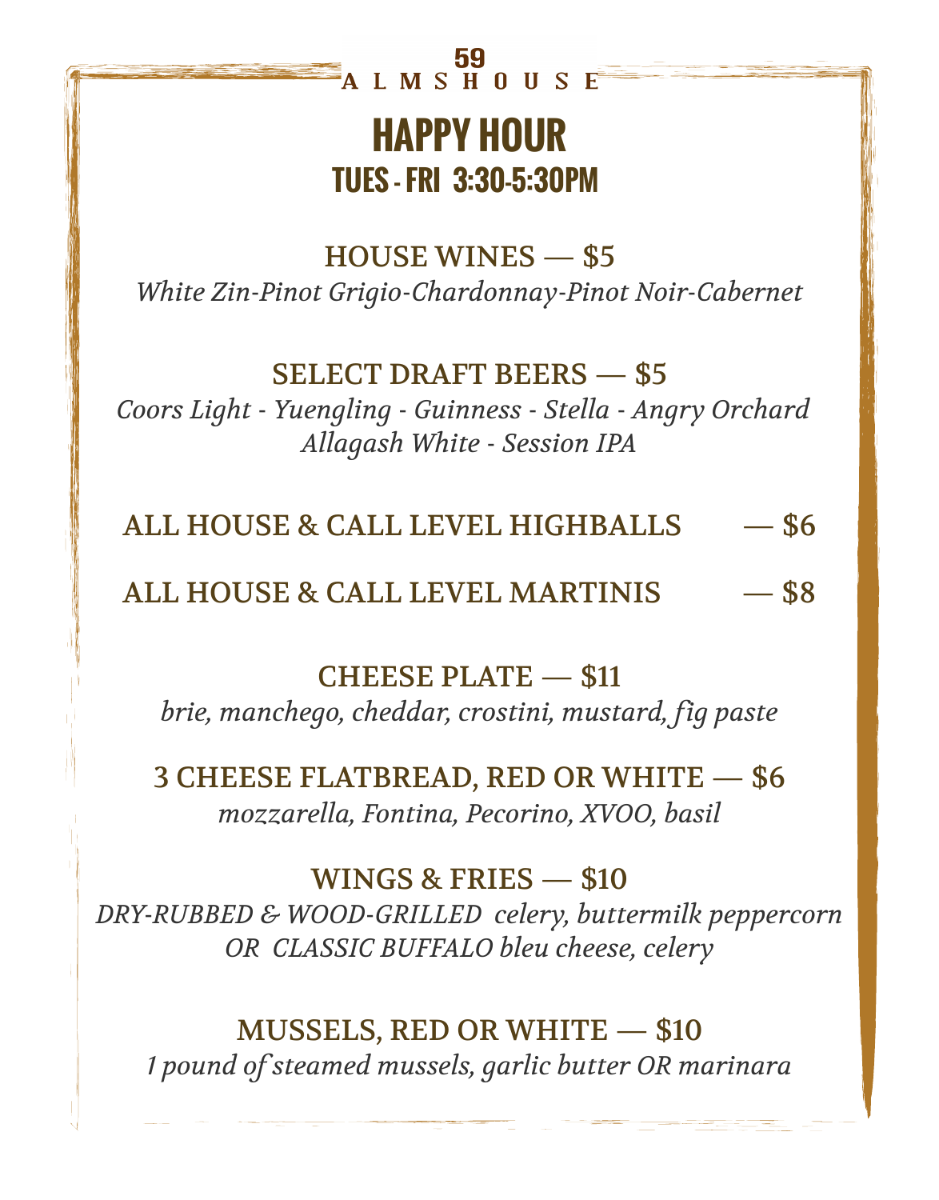59
ALMSHOUSE

# HAPPY HOUR

## TUES - FRI 3:30-5:30PM

### HOUSE WINES — $5

*White Zin-Pinot Grigio-Chardonnay-Pinot Noir-Cabernet*

### SELECT DRAFT BEERS — $5

*Coors Light - Yuengling - Guinness - Stella - Angry Orchard*
*Allagash White - Session IPA*

### ALL HOUSE & CALL LEVEL HIGHBALLS — $6

### ALL HOUSE & CALL LEVEL MARTINIS — $8

### CHEESE PLATE — $11

*brie, manchego, cheddar, crostini, mustard, fig paste*

### 3 CHEESE FLATBREAD, RED OR WHITE — $6

*mozzarella, Fontina, Pecorino, XVOO, basil*

### WINGS & FRIES — $10

*DRY-RUBBED & WOOD-GRILLED celery, buttermilk peppercorn*
*OR CLASSIC BUFFALO bleu cheese, celery*

### MUSSELS, RED OR WHITE — $10

*1 pound of steamed mussels, garlic butter OR marinara*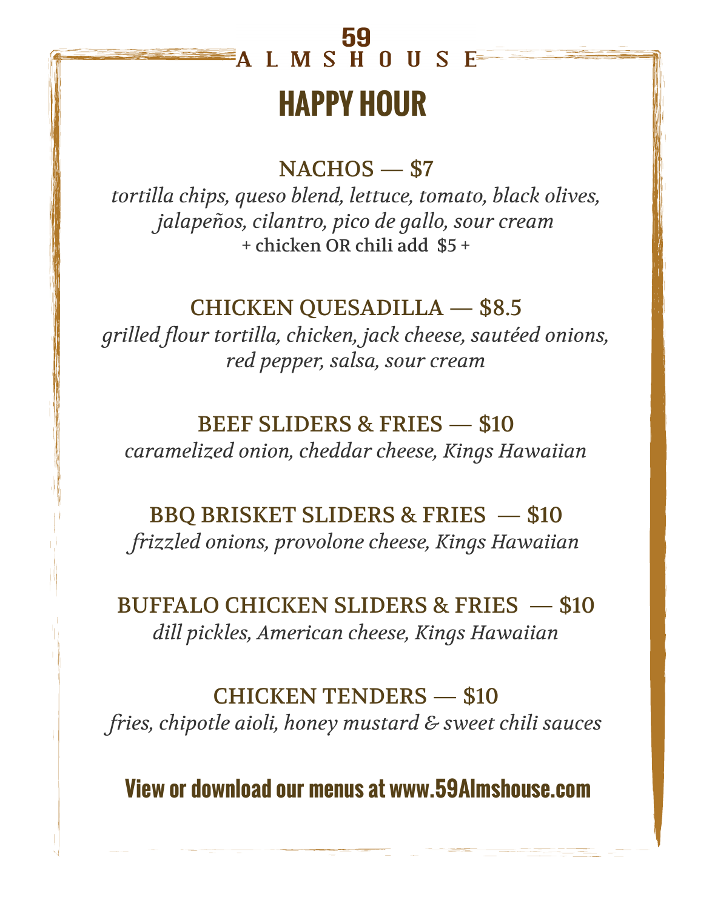59
ALMSHOUSE

# HAPPY HOUR

## NACHOS — $7

*tortilla chips, queso blend, lettuce, tomato, black olives, jalapeños, cilantro, pico de gallo, sour cream*
+ chicken OR chili add $5 +

## CHICKEN QUESADILLA — $8.5

*grilled flour tortilla, chicken, jack cheese, sautéed onions, red pepper, salsa, sour cream*

## BEEF SLIDERS & FRIES — $10

*caramelized onion, cheddar cheese, Kings Hawaiian*

## BBQ BRISKET SLIDERS & FRIES — $10

*frizzled onions, provolone cheese, Kings Hawaiian*

## BUFFALO CHICKEN SLIDERS & FRIES — $10

*dill pickles, American cheese, Kings Hawaiian*

## CHICKEN TENDERS — $10

*fries, chipotle aioli, honey mustard & sweet chili sauces*

**View or download our menus at www.59Almshouse.com**